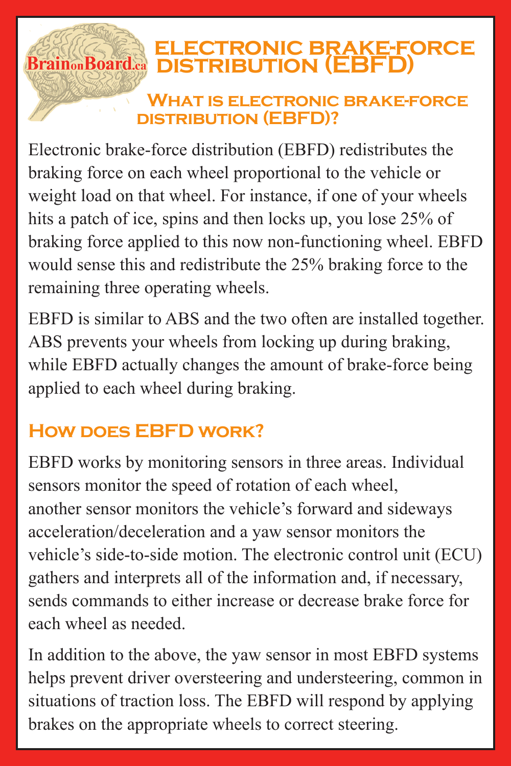BrainonBoard.ca

# ELECTRONIC BRAKE-FORCE DISTRIBUTION (EBFD)

## What is electronic brake-force distribution (EBFD)?

Electronic brake-force distribution (EBFD) redistributes the braking force on each wheel proportional to the vehicle or weight load on that wheel. For instance, if one of your wheels hits a patch of ice, spins and then locks up, you lose 25% of braking force applied to this now non-functioning wheel. EBFD would sense this and redistribute the 25% braking force to the remaining three operating wheels.

EBFD is similar to ABS and the two often are installed together. ABS prevents your wheels from locking up during braking, while EBFD actually changes the amount of brake-force being applied to each wheel during braking.

## How does EBFD work?

EBFD works by monitoring sensors in three areas. Individual sensors monitor the speed of rotation of each wheel, another sensor monitors the vehicle's forward and sideways acceleration/deceleration and a yaw sensor monitors the vehicle's side-to-side motion. The electronic control unit (ECU) gathers and interprets all of the information and, if necessary, sends commands to either increase or decrease brake force for each wheel as needed.

In addition to the above, the yaw sensor in most EBFD systems helps prevent driver oversteering and understeering, common in situations of traction loss. The EBFD will respond by applying brakes on the appropriate wheels to correct steering.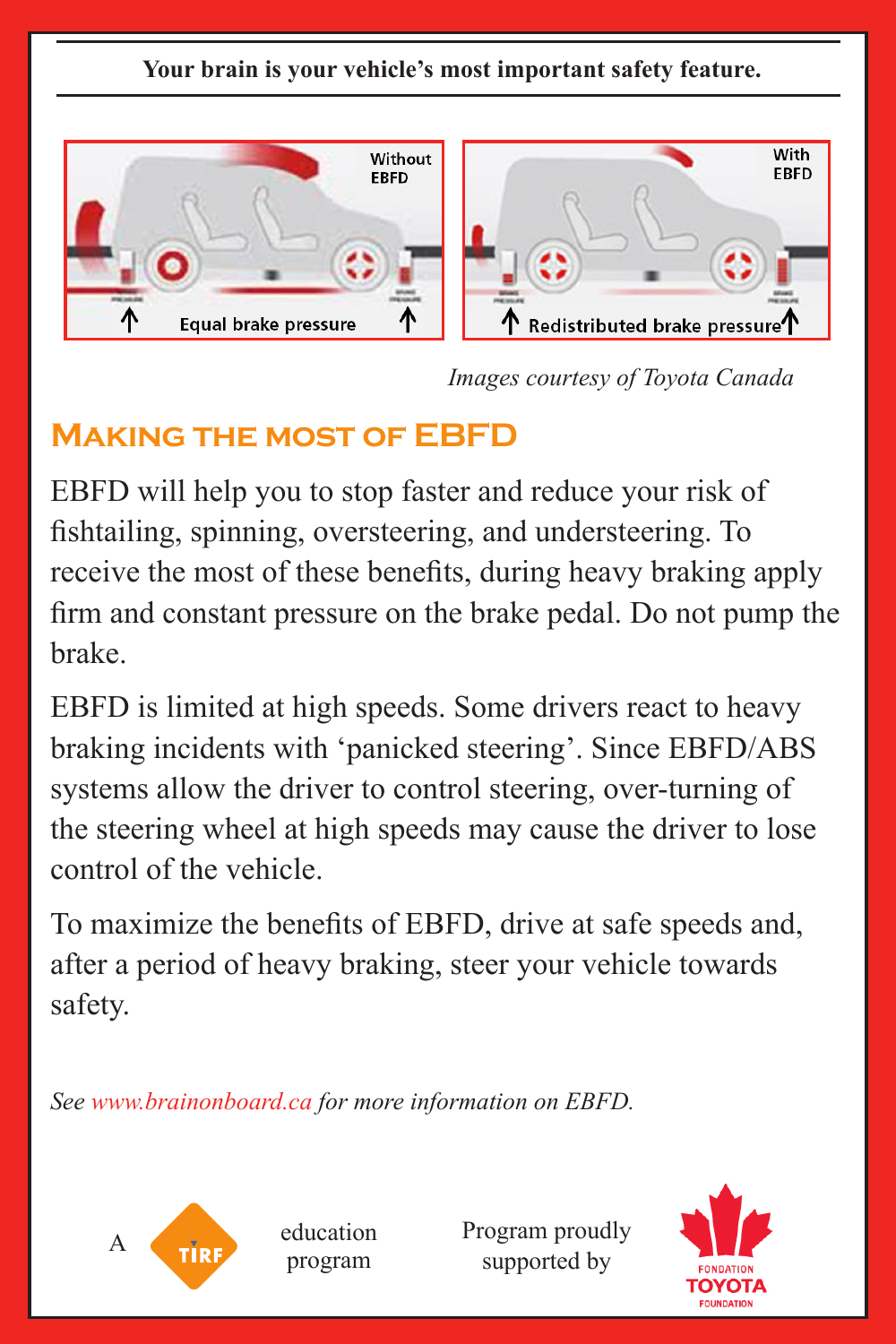**Your brain is your vehicle's most important safety feature.**

Without EBFD

Equal brake pressure

With EBFD

Redistributed brake pressure

*Images courtesy of Toyota Canada*

## Making the most of EBFD

EBFD will help you to stop faster and reduce your risk of fishtailing, spinning, oversteering, and understeering. To receive the most of these benefits, during heavy braking apply firm and constant pressure on the brake pedal. Do not pump the brake.

EBFD is limited at high speeds. Some drivers react to heavy braking incidents with 'panicked steering'. Since EBFD/ABS systems allow the driver to control steering, over-turning of the steering wheel at high speeds may cause the driver to lose control of the vehicle.

To maximize the benefits of EBFD, drive at safe speeds and, after a period of heavy braking, steer your vehicle towards safety.

*See www.brainonboard.ca for more information on EBFD.*

A TIRF education program

Program proudly supported by

FONDATION TOYOTA FOUNDATION